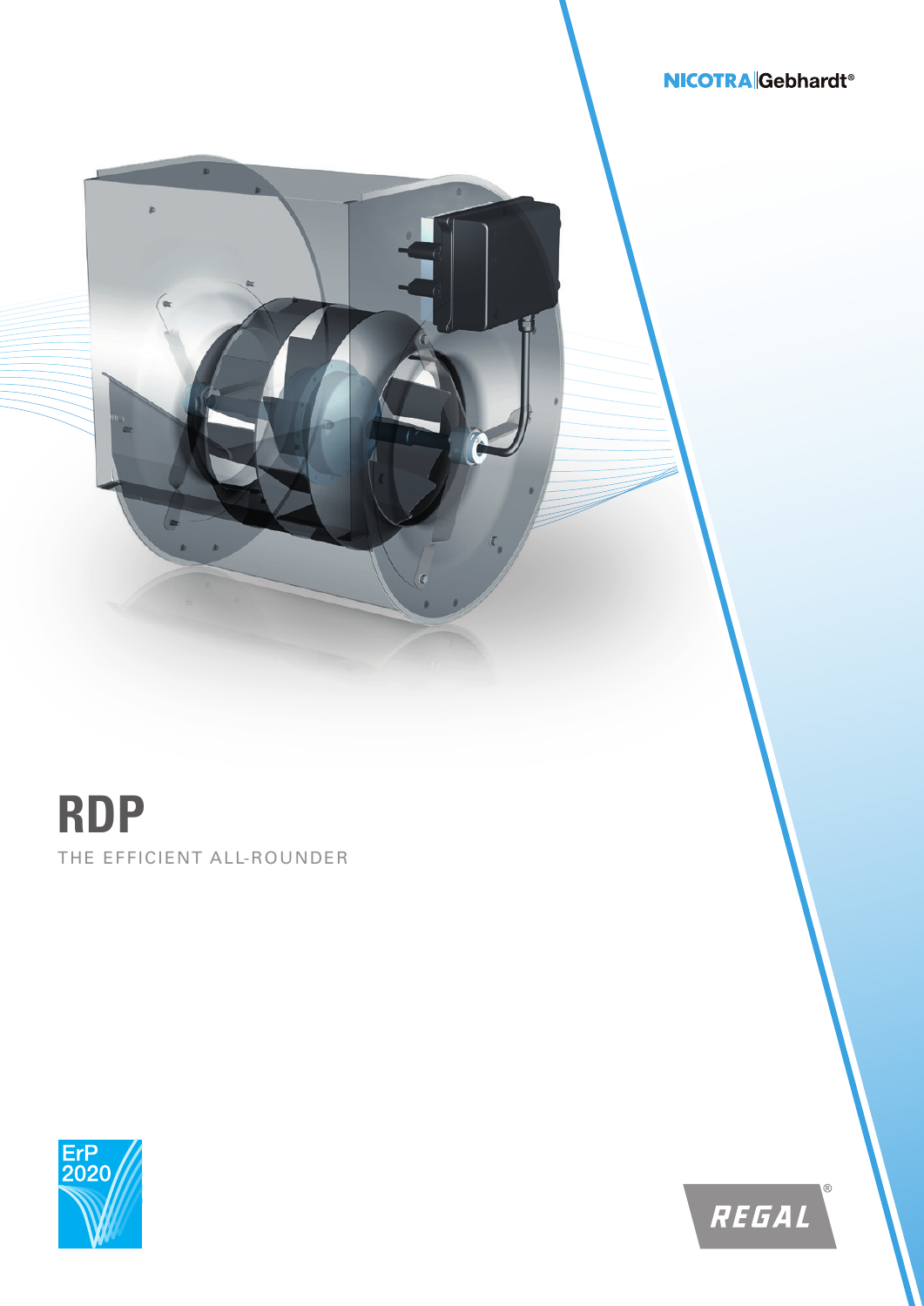NICOTRA|Gebhardt®

# RDP

THE EFFICIENT ALL-ROUNDER

ErP 2020

REGAL®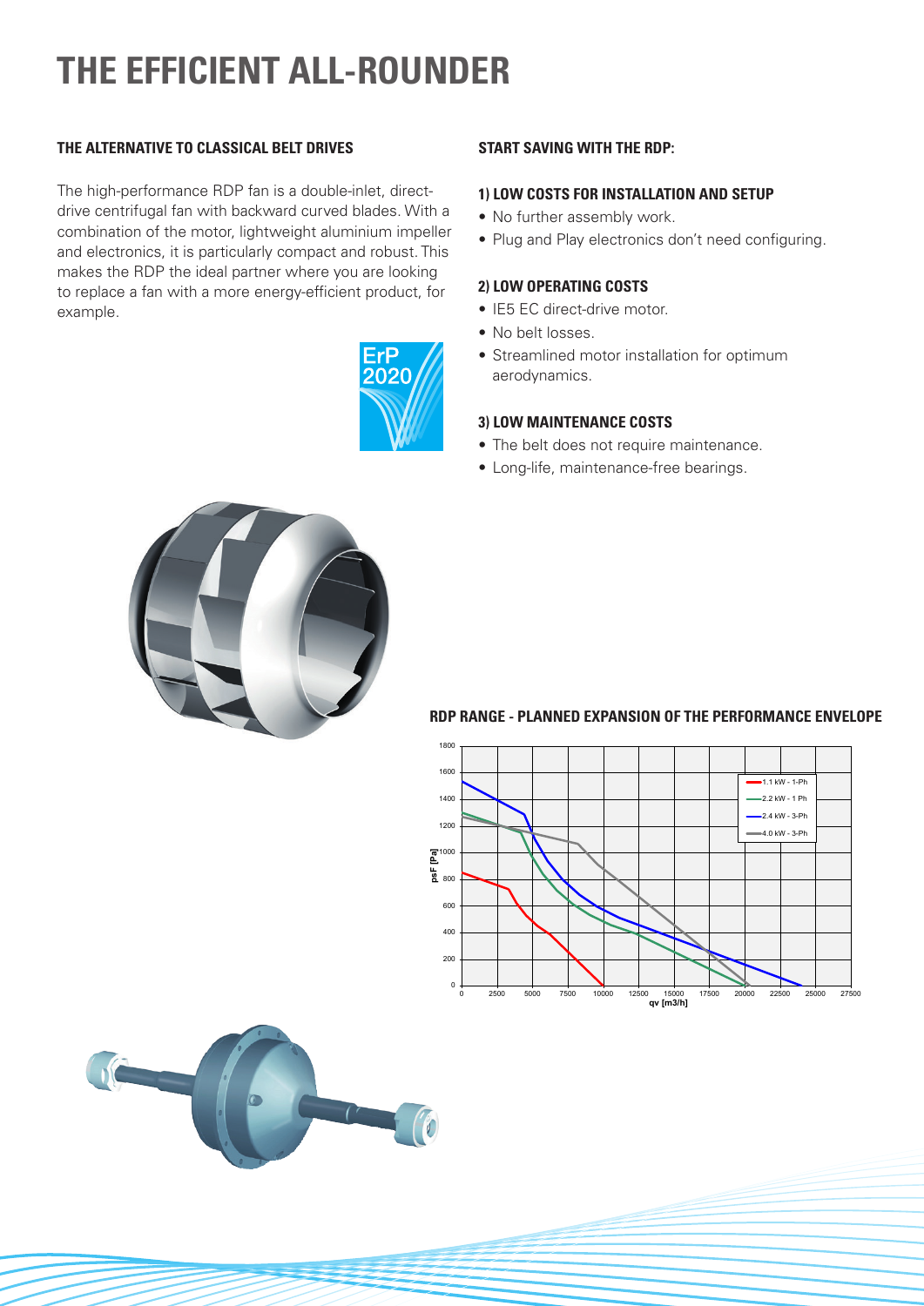# THE EFFICIENT ALL-ROUNDER

### THE ALTERNATIVE TO CLASSICAL BELT DRIVES

The high-performance RDP fan is a double-inlet, direct-drive centrifugal fan with backward curved blades. With a combination of the motor, lightweight aluminium impeller and electronics, it is particularly compact and robust. This makes the RDP the ideal partner where you are looking to replace a fan with a more energy-efficient product, for example.

### START SAVING WITH THE RDP:

#### 1) LOW COSTS FOR INSTALLATION AND SETUP

- No further assembly work.
- Plug and Play electronics don't need configuring.

#### 2) LOW OPERATING COSTS

- IE5 EC direct-drive motor.
- No belt losses.
- Streamlined motor installation for optimum aerodynamics.

#### 3) LOW MAINTENANCE COSTS

- The belt does not require maintenance.
- Long-life, maintenance-free bearings.

### RDP RANGE - PLANNED EXPANSION OF THE PERFORMANCE ENVELOPE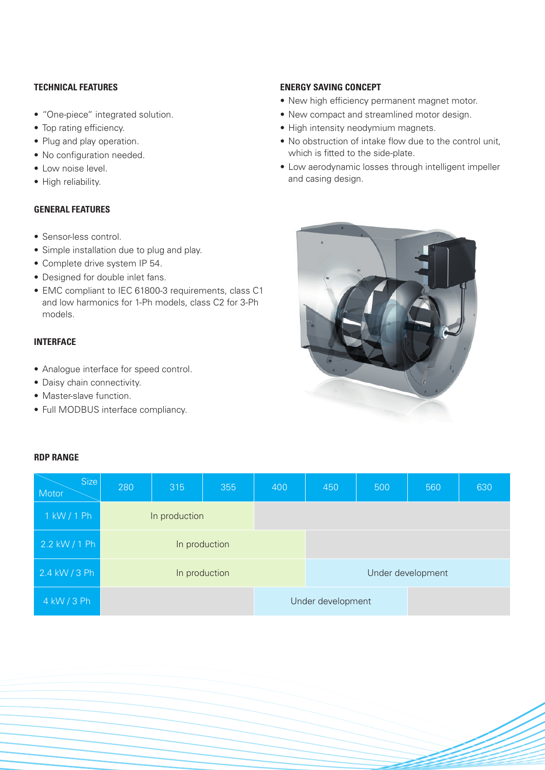### TECHNICAL FEATURES

- "One-piece" integrated solution.
- Top rating efficiency.
- Plug and play operation.
- No configuration needed.
- Low noise level.
- High reliability.

### GENERAL FEATURES

- Sensor-less control.
- Simple installation due to plug and play.
- Complete drive system IP 54.
- Designed for double inlet fans.
- EMC compliant to IEC 61800-3 requirements, class C1 and low harmonics for 1-Ph models, class C2 for 3-Ph models.

### INTERFACE

- Analogue interface for speed control.
- Daisy chain connectivity.
- Master-slave function.
- Full MODBUS interface compliancy.

### ENERGY SAVING CONCEPT

- New high efficiency permanent magnet motor.
- New compact and streamlined motor design.
- High intensity neodymium magnets.
- No obstruction of intake flow due to the control unit, which is fitted to the side-plate.
- Low aerodynamic losses through intelligent impeller and casing design.

### RDP RANGE

| Motor \ Size | 280 | 315 | 355 | 400 | 450 | 500 | 560 | 630 |
|---|---|---|---|---|---|---|---|---|
| 1 kW / 1 Ph | In production | | | | | | | |
| 2.2 kW / 1 Ph | In production | | | | | | | |
| 2.4 kW / 3 Ph | In production | | | | Under development | | | |
| 4 kW / 3 Ph | | | | Under development | | | | |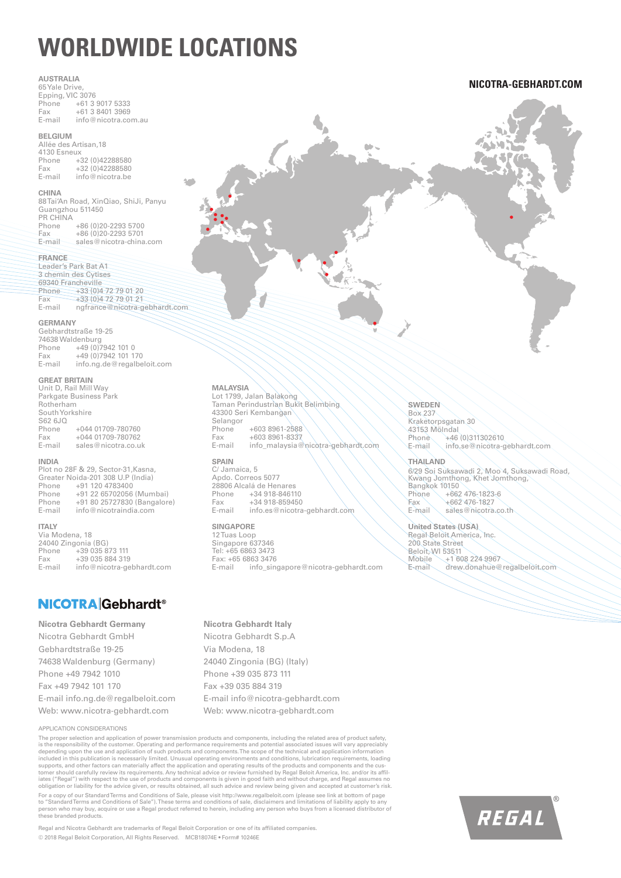# WORLDWIDE LOCATIONS

**NICOTRA-GEBHARDT.COM**

**AUSTRALIA**
65 Yale Drive,
Epping, VIC 3076
Phone +61 3 9017 5333
Fax +61 3 8401 3969
E-mail info@nicotra.com.au

**BELGIUM**
Allée des Artisan,18
4130 Esneux
Phone +32 (0)42288580
Fax +32 (0)42288580
E-mail info@nicotra.be

**CHINA**
88 Tai'An Road, XinQiao, ShiJi, Panyu
Guangzhou 511450
PR CHINA
Phone +86 (0)20-2293 5700
Fax +86 (0)20-2293 5701
E-mail sales@nicotra-china.com

**FRANCE**
Leader's Park Bat A1
3 chemin des Cytises
69340 Francheville
Phone +33 (0)4 72 79 01 20
Fax +33 (0)4 72 79 01 21
E-mail ngfrance@nicotra-gebhardt.com

**GERMANY**
Gebhardtstraße 19-25
74638 Waldenburg
Phone +49 (0)7942 101 0
Fax +49 (0)7942 101 170
E-mail info.ng.de@regalbeloit.com

**GREAT BRITAIN**
Unit D, Rail Mill Way
Parkgate Business Park
Rotherham
South Yorkshire
S62 6JQ
Phone +044 01709-780760
Fax +044 01709-780762
E-mail sales@nicotra.co.uk

**INDIA**
Plot no 28F & 29, Sector-31,Kasna,
Greater Noida-201 308 U.P (India)
Phone +91 120 4783400
Phone +91 22 65702056 (Mumbai)
Phone +91 80 25727830 (Bangalore)
E-mail info@nicotraindia.com

**ITALY**
Via Modena, 18
24040 Zingonia (BG)
Phone +39 035 873 111
Fax +39 035 884 319
E-mail info@nicotra-gebhardt.com

**MALAYSIA**
Lot 1799, Jalan Balakong
Taman Perindustrian Bukit Belimbing
43300 Seri Kembangan
Selangor
Phone +603 8961-2588
Fax +603 8961-8337
E-mail info_malaysia@nicotra-gebhardt.com

**SPAIN**
C/ Jamaica, 5
Apdo. Correos 5077
28806 Alcalá de Henares
Phone +34 918-846110
Fax +34 918-859450
E-mail info.es@nicotra-gebhardt.com

**SINGAPORE**
12 Tuas Loop
Singapore 637346
Tel: +65 6863 3473
Fax: +65 6863 3476
E-mail info_singapore@nicotra-gebhardt.com

**SWEDEN**
Box 237
Kraketorpsgatan 30
43153 Mölndal
Phone +46 (0)311302610
E-mail info.se@nicotra-gebhardt.com

**THAILAND**
6/29 Soi Suksawadi 2, Moo 4, Suksawadi Road,
Kwang Jomthong, Khet Jomthong,
Bangkok 10150
Phone +662 476-1823-6
Fax +662 476-1827
E-mail sales@nicotra.co.th

**United States (USA)**
Regal Beloit America, Inc.
200 State Street
Beloit, WI 53511
Mobile +1 608 224 9967
E-mail drew.donahue@regalbeloit.com

**NICOTRA Gebhardt®**

**Nicotra Gebhardt Germany**
Nicotra Gebhardt GmbH
Gebhardtstraße 19-25
74638 Waldenburg (Germany)
Phone +49 7942 1010
Fax +49 7942 101 170
E-mail info.ng.de@regalbeloit.com
Web: www.nicotra-gebhardt.com

**Nicotra Gebhardt Italy**
Nicotra Gebhardt S.p.A
Via Modena, 18
24040 Zingonia (BG) (Italy)
Phone +39 035 873 111
Fax +39 035 884 319
E-mail info@nicotra-gebhardt.com
Web: www.nicotra-gebhardt.com

APPLICATION CONSIDERATIONS

The proper selection and application of power transmission products and components, including the related area of product safety, is the responsibility of the customer. Operating and performance requirements and potential associated issues will vary appreciably depending upon the use and application of such products and components. The scope of the technical and application information included in this publication is necessarily limited. Unusual operating environments and conditions, lubrication requirements, loading supports, and other factors can materially affect the application and operating results of the products and components and the customer should carefully review its requirements. Any technical advice or review furnished by Regal Beloit America, Inc. and/or its affiliates ("Regal") with respect to the use of products and components is given in good faith and without charge, and Regal assumes no obligation or liability for the advice given, or results obtained, all such advice and review being given and accepted at customer's risk.

For a copy of our Standard Terms and Conditions of Sale, please visit http://www.regalbeloit.com (please see link at bottom of page to "Standard Terms and Conditions of Sale"). These terms and conditions of sale, disclaimers and limitations of liability apply to any person who may buy, acquire or use a Regal product referred to herein, including any person who buys from a licensed distributor of these branded products.

Regal and Nicotra Gebhardt are trademarks of Regal Beloit Corporation or one of its affiliated companies.
© 2018 Regal Beloit Corporation, All Rights Reserved. MCB18074E • Form# 10246E

REGAL®